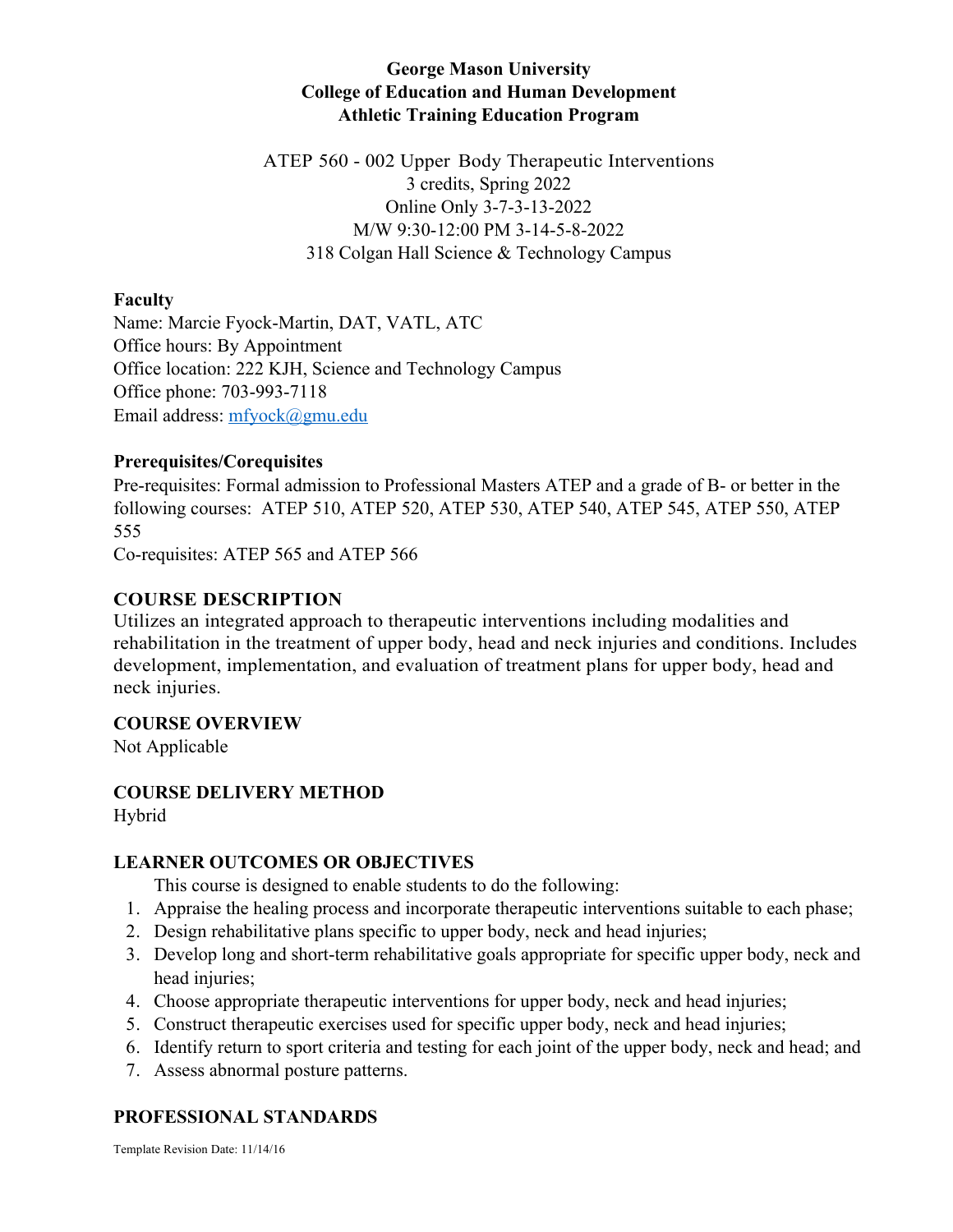**George Mason University**
**College of Education and Human Development**
**Athletic Training Education Program**

ATEP 560 - 002 Upper Body Therapeutic Interventions
3 credits, Spring 2022
Online Only 3-7-3-13-2022
M/W 9:30-12:00 PM 3-14-5-8-2022
318 Colgan Hall Science & Technology Campus

**Faculty**
Name: Marcie Fyock-Martin, DAT, VATL, ATC
Office hours: By Appointment
Office location: 222 KJH, Science and Technology Campus
Office phone: 703-993-7118
Email address: mfyock@gmu.edu

**Prerequisites/Corequisites**
Pre-requisites: Formal admission to Professional Masters ATEP and a grade of B- or better in the following courses: ATEP 510, ATEP 520, ATEP 530, ATEP 540, ATEP 545, ATEP 550, ATEP 555
Co-requisites: ATEP 565 and ATEP 566

## COURSE DESCRIPTION

Utilizes an integrated approach to therapeutic interventions including modalities and rehabilitation in the treatment of upper body, head and neck injuries and conditions. Includes development, implementation, and evaluation of treatment plans for upper body, head and neck injuries.

## COURSE OVERVIEW

Not Applicable

## COURSE DELIVERY METHOD

Hybrid

## LEARNER OUTCOMES OR OBJECTIVES

This course is designed to enable students to do the following:

1. Appraise the healing process and incorporate therapeutic interventions suitable to each phase;
2. Design rehabilitative plans specific to upper body, neck and head injuries;
3. Develop long and short-term rehabilitative goals appropriate for specific upper body, neck and head injuries;
4. Choose appropriate therapeutic interventions for upper body, neck and head injuries;
5. Construct therapeutic exercises used for specific upper body, neck and head injuries;
6. Identify return to sport criteria and testing for each joint of the upper body, neck and head; and
7. Assess abnormal posture patterns.

## PROFESSIONAL STANDARDS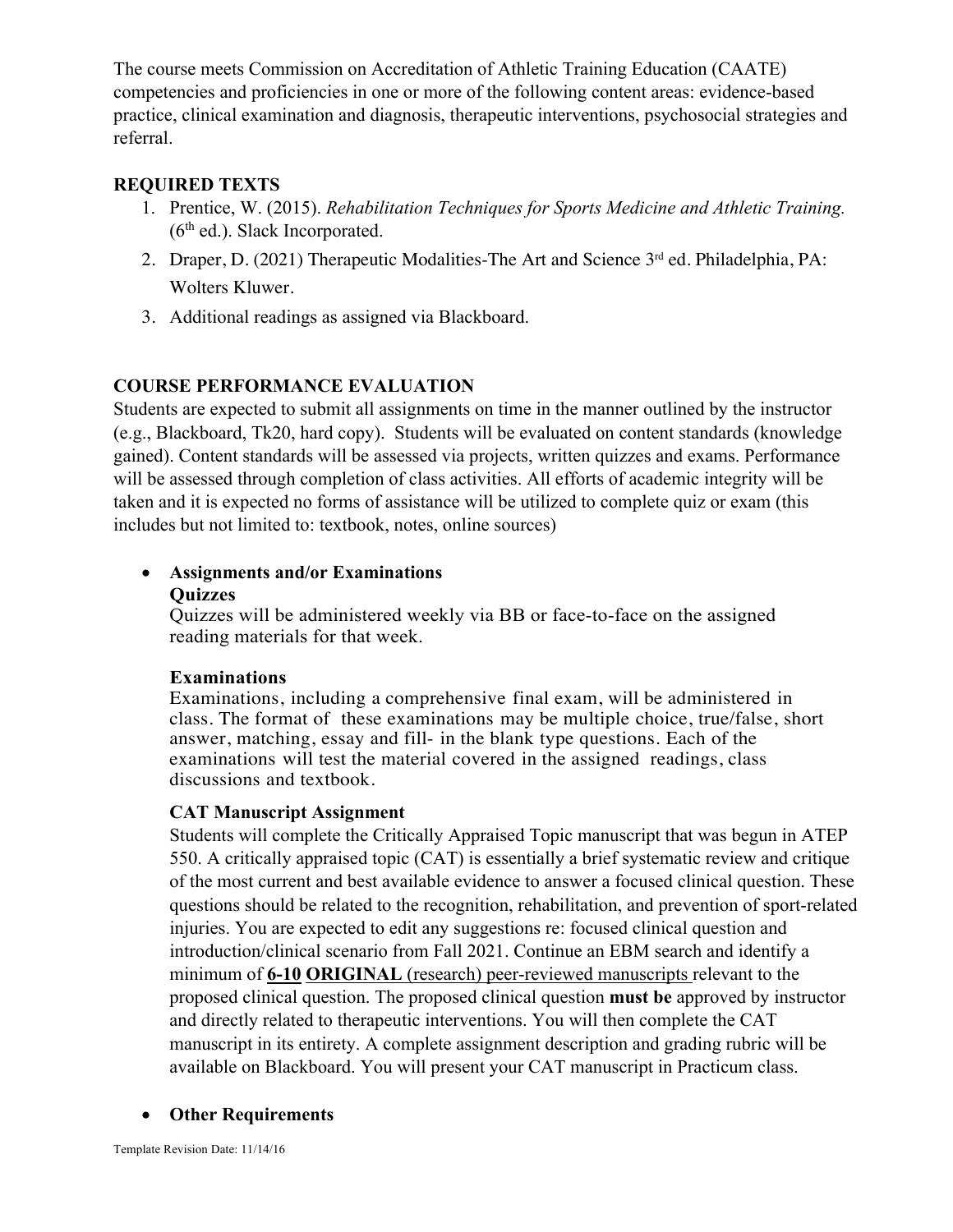The course meets Commission on Accreditation of Athletic Training Education (CAATE) competencies and proficiencies in one or more of the following content areas: evidence-based practice, clinical examination and diagnosis, therapeutic interventions, psychosocial strategies and referral.

## REQUIRED TEXTS

1. Prentice, W. (2015). *Rehabilitation Techniques for Sports Medicine and Athletic Training.* (6th ed.). Slack Incorporated.
2. Draper, D. (2021) Therapeutic Modalities-The Art and Science 3rd ed. Philadelphia, PA: Wolters Kluwer.
3. Additional readings as assigned via Blackboard.

## COURSE PERFORMANCE EVALUATION

Students are expected to submit all assignments on time in the manner outlined by the instructor (e.g., Blackboard, Tk20, hard copy). Students will be evaluated on content standards (knowledge gained). Content standards will be assessed via projects, written quizzes and exams. Performance will be assessed through completion of class activities. All efforts of academic integrity will be taken and it is expected no forms of assistance will be utilized to complete quiz or exam (this includes but not limited to: textbook, notes, online sources)

- **Assignments and/or Examinations**

  **Quizzes**

  Quizzes will be administered weekly via BB or face-to-face on the assigned reading materials for that week.

  **Examinations**

  Examinations, including a comprehensive final exam, will be administered in class. The format of these examinations may be multiple choice, true/false, short answer, matching, essay and fill- in the blank type questions. Each of the examinations will test the material covered in the assigned readings, class discussions and textbook.

  **CAT Manuscript Assignment**

  Students will complete the Critically Appraised Topic manuscript that was begun in ATEP 550. A critically appraised topic (CAT) is essentially a brief systematic review and critique of the most current and best available evidence to answer a focused clinical question. These questions should be related to the recognition, rehabilitation, and prevention of sport-related injuries. You are expected to edit any suggestions re: focused clinical question and introduction/clinical scenario from Fall 2021. Continue an EBM search and identify a minimum of **6-10** **ORIGINAL** (research) peer-reviewed manuscripts relevant to the proposed clinical question. The proposed clinical question **must be** approved by instructor and directly related to therapeutic interventions. You will then complete the CAT manuscript in its entirety. A complete assignment description and grading rubric will be available on Blackboard. You will present your CAT manuscript in Practicum class.

- **Other Requirements**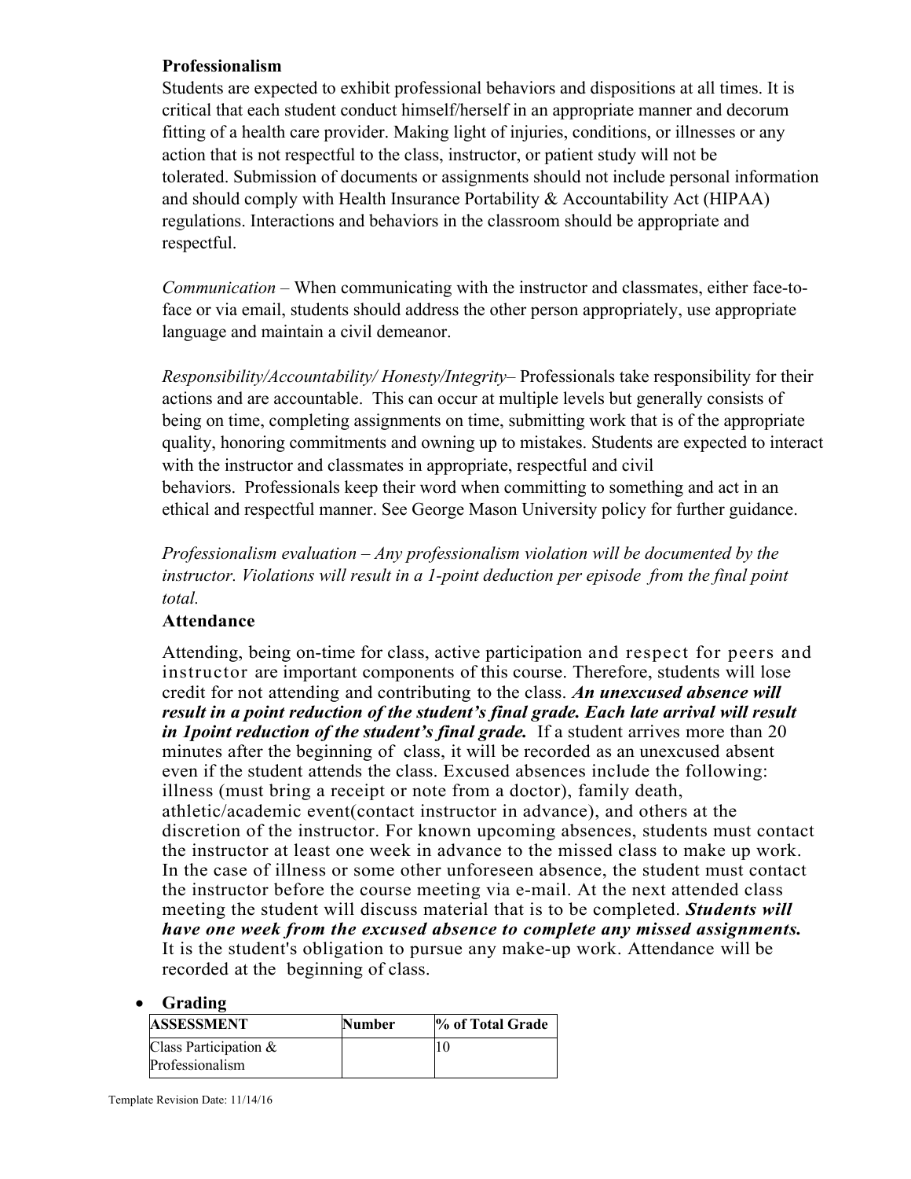**Professionalism**

Students are expected to exhibit professional behaviors and dispositions at all times. It is critical that each student conduct himself/herself in an appropriate manner and decorum fitting of a health care provider. Making light of injuries, conditions, or illnesses or any action that is not respectful to the class, instructor, or patient study will not be tolerated. Submission of documents or assignments should not include personal information and should comply with Health Insurance Portability & Accountability Act (HIPAA) regulations. Interactions and behaviors in the classroom should be appropriate and respectful.

*Communication* – When communicating with the instructor and classmates, either face-to-face or via email, students should address the other person appropriately, use appropriate language and maintain a civil demeanor.

*Responsibility/Accountability/ Honesty/Integrity*– Professionals take responsibility for their actions and are accountable. This can occur at multiple levels but generally consists of being on time, completing assignments on time, submitting work that is of the appropriate quality, honoring commitments and owning up to mistakes. Students are expected to interact with the instructor and classmates in appropriate, respectful and civil behaviors. Professionals keep their word when committing to something and act in an ethical and respectful manner. See George Mason University policy for further guidance.

*Professionalism evaluation – Any professionalism violation will be documented by the instructor. Violations will result in a 1-point deduction per episode from the final point total.*

**Attendance**

Attending, being on-time for class, active participation and respect for peers and instructor are important components of this course. Therefore, students will lose credit for not attending and contributing to the class. ***An unexcused absence will result in a point reduction of the student's final grade. Each late arrival will result in 1point reduction of the student's final grade.*** If a student arrives more than 20 minutes after the beginning of class, it will be recorded as an unexcused absent even if the student attends the class. Excused absences include the following: illness (must bring a receipt or note from a doctor), family death, athletic/academic event(contact instructor in advance), and others at the discretion of the instructor. For known upcoming absences, students must contact the instructor at least one week in advance to the missed class to make up work. In the case of illness or some other unforeseen absence, the student must contact the instructor before the course meeting via e-mail. At the next attended class meeting the student will discuss material that is to be completed. ***Students will have one week from the excused absence to complete any missed assignments.*** It is the student's obligation to pursue any make-up work. Attendance will be recorded at the beginning of class.

- **Grading**

| ASSESSMENT | Number | % of Total Grade |
|---|---|---|
| Class Participation & Professionalism | | 10 |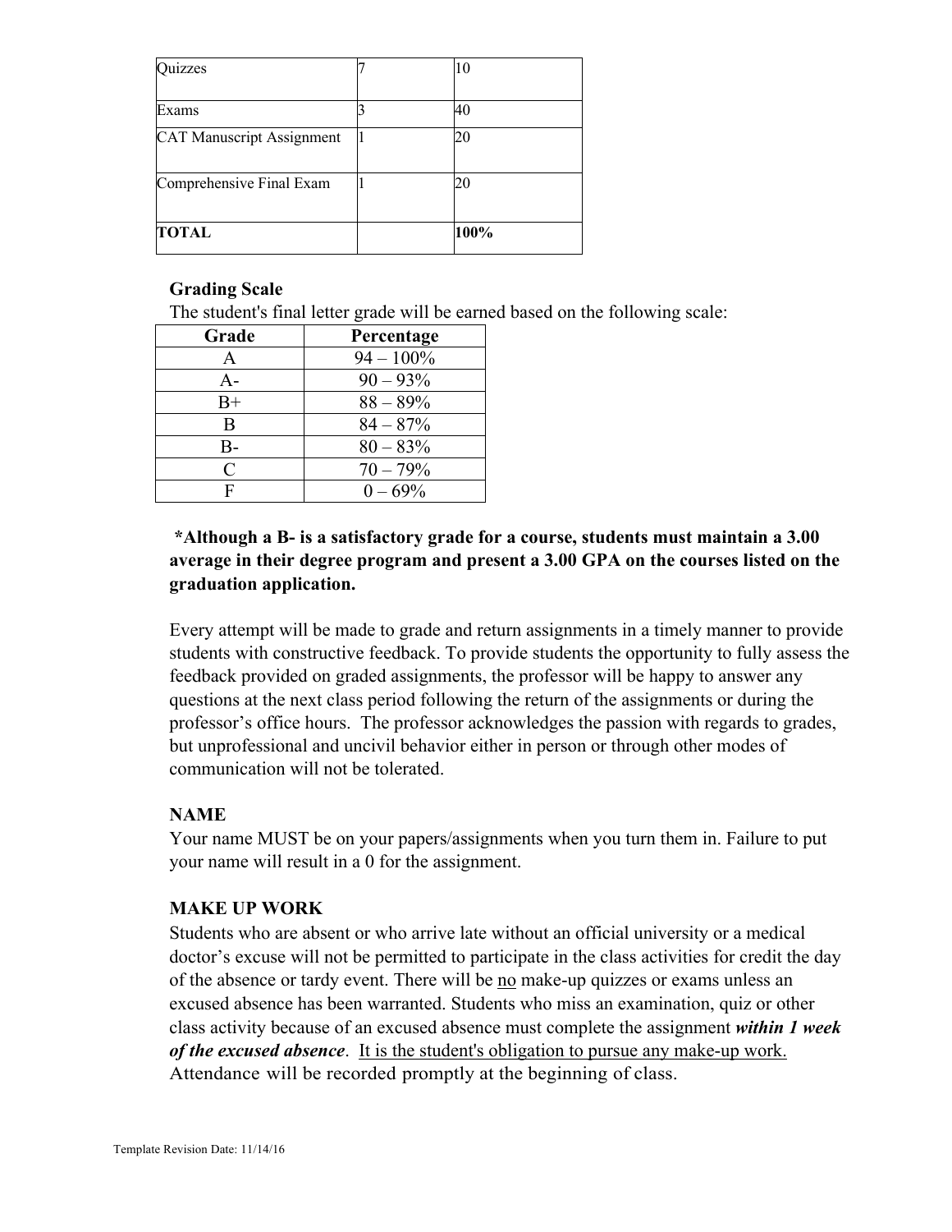| Quizzes | 7 | 10 |
| --- | --- | --- |
| Exams | 3 | 40 |
| CAT Manuscript Assignment | 1 | 20 |
| Comprehensive Final Exam | 1 | 20 |
| **TOTAL** | | **100%** |

### Grading Scale

The student's final letter grade will be earned based on the following scale:

| Grade | Percentage |
| --- | --- |
| A | 94 – 100% |
| A- | 90 – 93% |
| B+ | 88 – 89% |
| B | 84 – 87% |
| B- | 80 – 83% |
| C | 70 – 79% |
| F | 0 – 69% |

**\*Although a B- is a satisfactory grade for a course, students must maintain a 3.00 average in their degree program and present a 3.00 GPA on the courses listed on the graduation application.**

Every attempt will be made to grade and return assignments in a timely manner to provide students with constructive feedback. To provide students the opportunity to fully assess the feedback provided on graded assignments, the professor will be happy to answer any questions at the next class period following the return of the assignments or during the professor's office hours. The professor acknowledges the passion with regards to grades, but unprofessional and uncivil behavior either in person or through other modes of communication will not be tolerated.

### NAME

Your name MUST be on your papers/assignments when you turn them in. Failure to put your name will result in a 0 for the assignment.

### MAKE UP WORK

Students who are absent or who arrive late without an official university or a medical doctor's excuse will not be permitted to participate in the class activities for credit the day of the absence or tardy event. There will be no make-up quizzes or exams unless an excused absence has been warranted. Students who miss an examination, quiz or other class activity because of an excused absence must complete the assignment ***within 1 week of the excused absence***. It is the student's obligation to pursue any make-up work. Attendance will be recorded promptly at the beginning of class.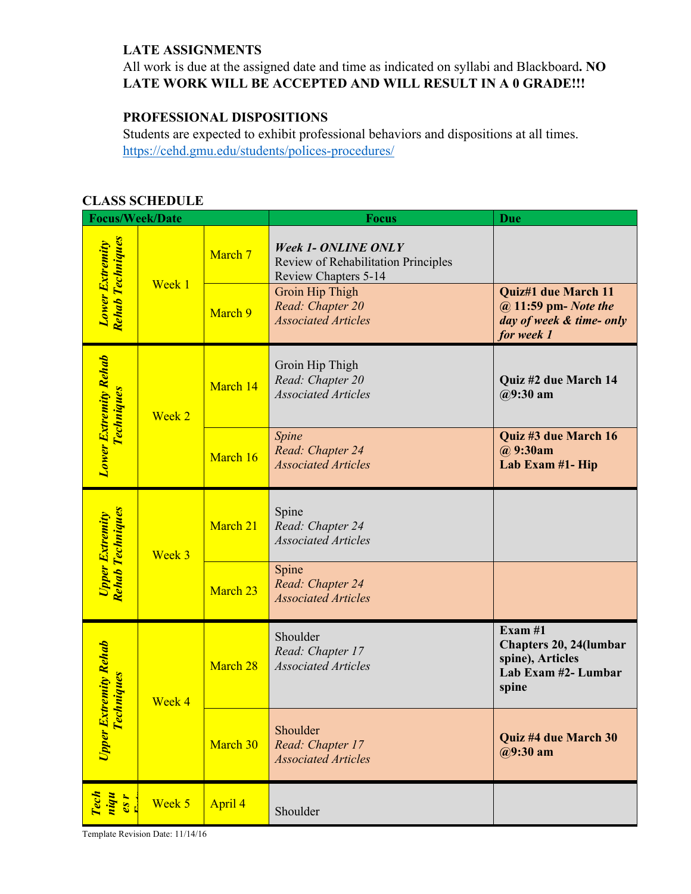**LATE ASSIGNMENTS**

All work is due at the assigned date and time as indicated on syllabi and Blackboard**. NO LATE WORK WILL BE ACCEPTED AND WILL RESULT IN A 0 GRADE!!!**

**PROFESSIONAL DISPOSITIONS**

Students are expected to exhibit professional behaviors and dispositions at all times. https://cehd.gmu.edu/students/polices-procedures/

**CLASS SCHEDULE**

| Focus/Week/Date | | | Focus | Due |
|---|---|---|---|---|
| ***Lower Extremity Rehab Techniques*** | Week 1 | March 7 | ***Week 1- ONLINE ONLY*** Review of Rehabilitation Principles Review Chapters 5-14 | |
| | | March 9 | Groin Hip Thigh *Read: Chapter 20* *Associated Articles* | **Quiz#1 due March 11 @ 11:59 pm-** ***Note the day of week & time- only for week 1*** |
| ***Lower Extremity Rehab Techniques*** | Week 2 | March 14 | Groin Hip Thigh *Read: Chapter 20* *Associated Articles* | **Quiz #2 due March 14 @9:30 am** |
| | | March 16 | *Spine* *Read: Chapter 24* *Associated Articles* | **Quiz #3 due March 16 @ 9:30am** **Lab Exam #1- Hip** |
| ***Upper Extremity Rehab Techniques*** | Week 3 | March 21 | Spine *Read: Chapter 24* *Associated Articles* | |
| | | March 23 | Spine *Read: Chapter 24* *Associated Articles* | |
| ***Upper Extremity Rehab Techniques*** | Week 4 | March 28 | Shoulder *Read: Chapter 17* *Associated Articles* | **Exam #1** **Chapters 20, 24(lumbar spine), Articles** **Lab Exam #2- Lumbar spine** |
| | | March 30 | Shoulder *Read: Chapter 17* *Associated Articles* | **Quiz #4 due March 30 @9:30 am** |
| ***Techniques r*** | Week 5 | April 4 | Shoulder | |

Template Revision Date: 11/14/16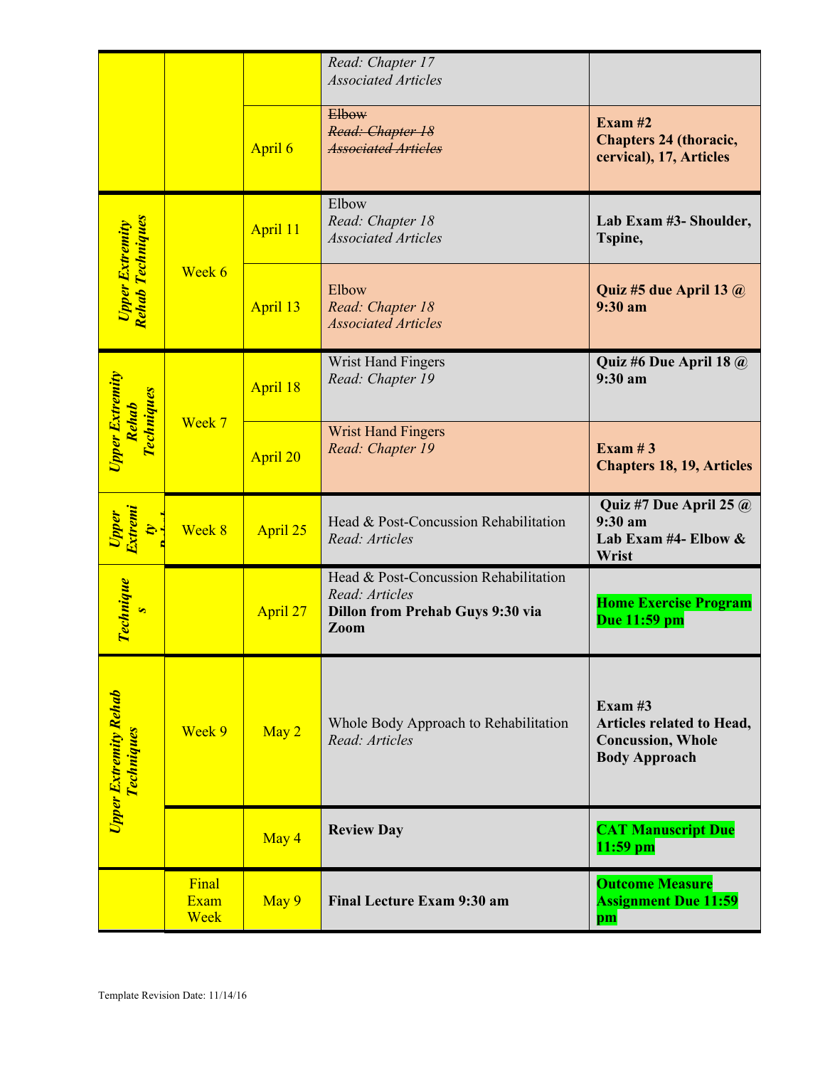| | | | | |
|---|---|---|---|---|
| | | | *Read: Chapter 17*<br>*Associated Articles* | |
| | | April 6 | ~~Elbow~~<br>~~*Read: Chapter 18*~~<br>~~*Associated Articles*~~ | **Exam #2**<br>**Chapters 24 (thoracic, cervical), 17, Articles** |
| ***Upper Extremity Rehab Techniques*** | Week 6 | April 11 | Elbow<br>*Read: Chapter 18*<br>*Associated Articles* | **Lab Exam #3- Shoulder, Tspine,** |
| | | April 13 | Elbow<br>*Read: Chapter 18*<br>*Associated Articles* | **Quiz #5 due April 13 @ 9:30 am** |
| ***Upper Extremity Rehab Techniques*** | Week 7 | April 18 | Wrist Hand Fingers<br>*Read: Chapter 19* | **Quiz #6 Due April 18 @ 9:30 am** |
| | | April 20 | Wrist Hand Fingers<br>*Read: Chapter 19* | **Exam # 3**<br>**Chapters 18, 19, Articles** |
| ***Upper Extremity Rehab Techniques*** | Week 8 | April 25 | Head & Post-Concussion Rehabilitation<br>*Read: Articles* | **Quiz #7 Due April 25 @ 9:30 am**<br>**Lab Exam #4- Elbow & Wrist** |
| | | April 27 | Head & Post-Concussion Rehabilitation<br>*Read: Articles*<br>**Dillon from Prehab Guys 9:30 via Zoom** | **Home Exercise Program Due 11:59 pm** |
| ***Upper Extremity Rehab Techniques*** | Week 9 | May 2 | Whole Body Approach to Rehabilitation<br>*Read: Articles* | **Exam #3**<br>**Articles related to Head, Concussion, Whole Body Approach** |
| | | May 4 | **Review Day** | **CAT Manuscript Due 11:59 pm** |
| | Final Exam Week | May 9 | **Final Lecture Exam 9:30 am** | **Outcome Measure Assignment Due 11:59 pm** |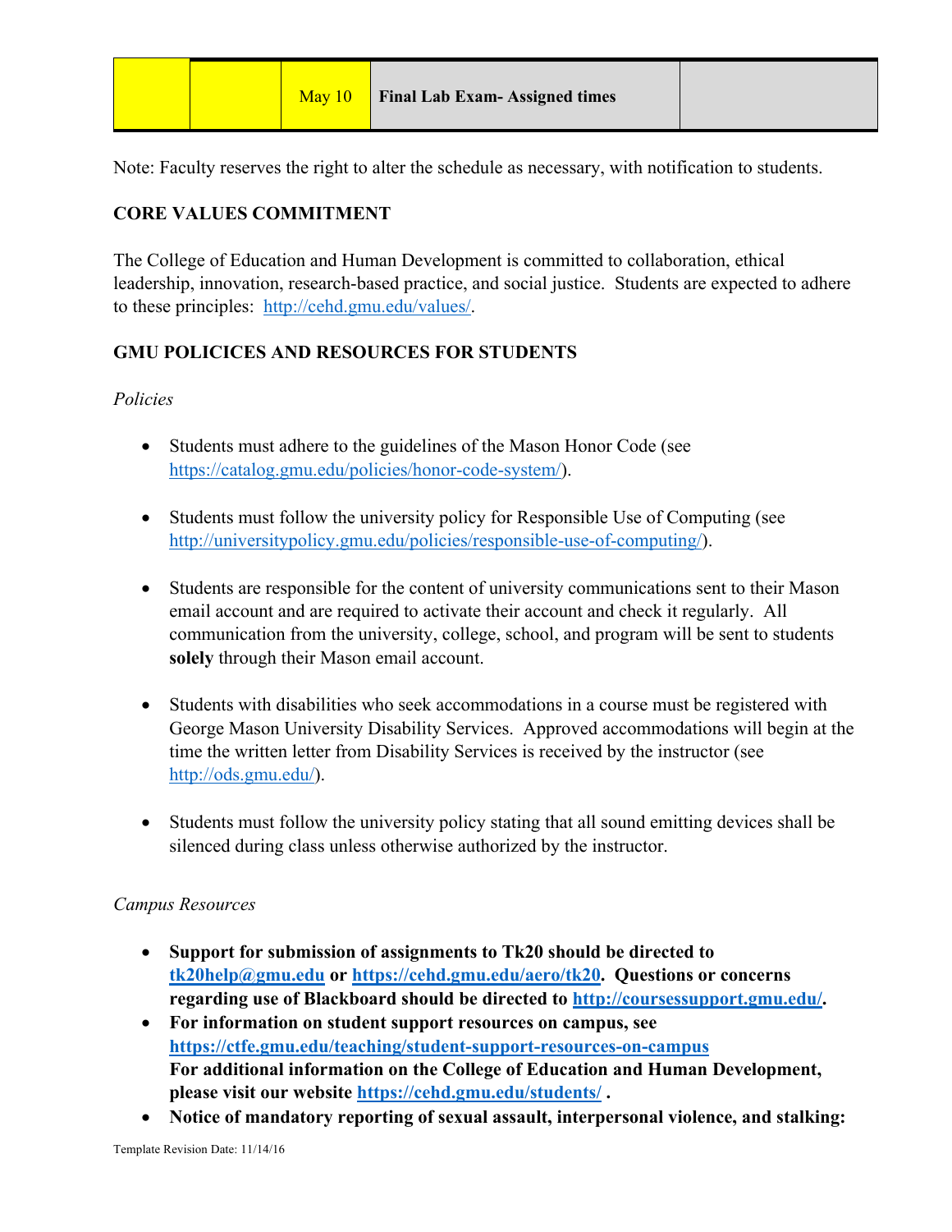|  |  | May 10 | **Final Lab Exam- Assigned times** |  |
|---|---|---|---|---|

Note: Faculty reserves the right to alter the schedule as necessary, with notification to students.

**CORE VALUES COMMITMENT**

The College of Education and Human Development is committed to collaboration, ethical leadership, innovation, research-based practice, and social justice. Students are expected to adhere to these principles: http://cehd.gmu.edu/values/.

**GMU POLICICES AND RESOURCES FOR STUDENTS**

*Policies*

- Students must adhere to the guidelines of the Mason Honor Code (see https://catalog.gmu.edu/policies/honor-code-system/).

- Students must follow the university policy for Responsible Use of Computing (see http://universitypolicy.gmu.edu/policies/responsible-use-of-computing/).

- Students are responsible for the content of university communications sent to their Mason email account and are required to activate their account and check it regularly. All communication from the university, college, school, and program will be sent to students **solely** through their Mason email account.

- Students with disabilities who seek accommodations in a course must be registered with George Mason University Disability Services. Approved accommodations will begin at the time the written letter from Disability Services is received by the instructor (see http://ods.gmu.edu/).

- Students must follow the university policy stating that all sound emitting devices shall be silenced during class unless otherwise authorized by the instructor.

*Campus Resources*

- **Support for submission of assignments to Tk20 should be directed to tk20help@gmu.edu or https://cehd.gmu.edu/aero/tk20. Questions or concerns regarding use of Blackboard should be directed to http://coursessupport.gmu.edu/.**
- **For information on student support resources on campus, see https://ctfe.gmu.edu/teaching/student-support-resources-on-campus**
  **For additional information on the College of Education and Human Development, please visit our website https://cehd.gmu.edu/students/ .**
- **Notice of mandatory reporting of sexual assault, interpersonal violence, and stalking:**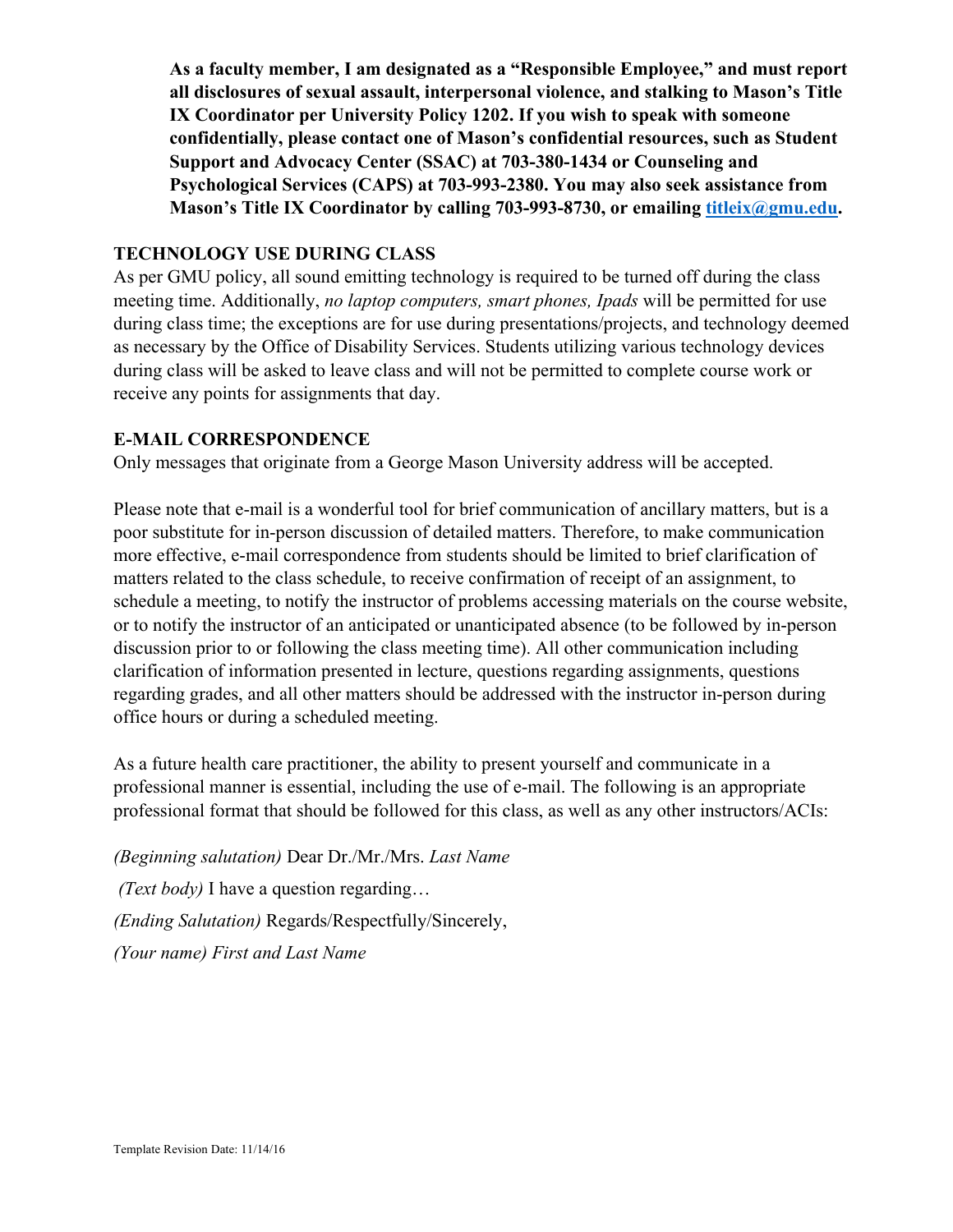**As a faculty member, I am designated as a "Responsible Employee," and must report all disclosures of sexual assault, interpersonal violence, and stalking to Mason's Title IX Coordinator per University Policy 1202. If you wish to speak with someone confidentially, please contact one of Mason's confidential resources, such as Student Support and Advocacy Center (SSAC) at 703-380-1434 or Counseling and Psychological Services (CAPS) at 703-993-2380. You may also seek assistance from Mason's Title IX Coordinator by calling 703-993-8730, or emailing titleix@gmu.edu.**

**TECHNOLOGY USE DURING CLASS**

As per GMU policy, all sound emitting technology is required to be turned off during the class meeting time. Additionally, *no laptop computers, smart phones, Ipads* will be permitted for use during class time; the exceptions are for use during presentations/projects, and technology deemed as necessary by the Office of Disability Services. Students utilizing various technology devices during class will be asked to leave class and will not be permitted to complete course work or receive any points for assignments that day.

**E-MAIL CORRESPONDENCE**

Only messages that originate from a George Mason University address will be accepted.

Please note that e-mail is a wonderful tool for brief communication of ancillary matters, but is a poor substitute for in-person discussion of detailed matters. Therefore, to make communication more effective, e-mail correspondence from students should be limited to brief clarification of matters related to the class schedule, to receive confirmation of receipt of an assignment, to schedule a meeting, to notify the instructor of problems accessing materials on the course website, or to notify the instructor of an anticipated or unanticipated absence (to be followed by in-person discussion prior to or following the class meeting time). All other communication including clarification of information presented in lecture, questions regarding assignments, questions regarding grades, and all other matters should be addressed with the instructor in-person during office hours or during a scheduled meeting.

As a future health care practitioner, the ability to present yourself and communicate in a professional manner is essential, including the use of e-mail. The following is an appropriate professional format that should be followed for this class, as well as any other instructors/ACIs:

*(Beginning salutation)* Dear Dr./Mr./Mrs. *Last Name*

*(Text body)* I have a question regarding…

*(Ending Salutation)* Regards/Respectfully/Sincerely,

*(Your name) First and Last Name*

Template Revision Date: 11/14/16